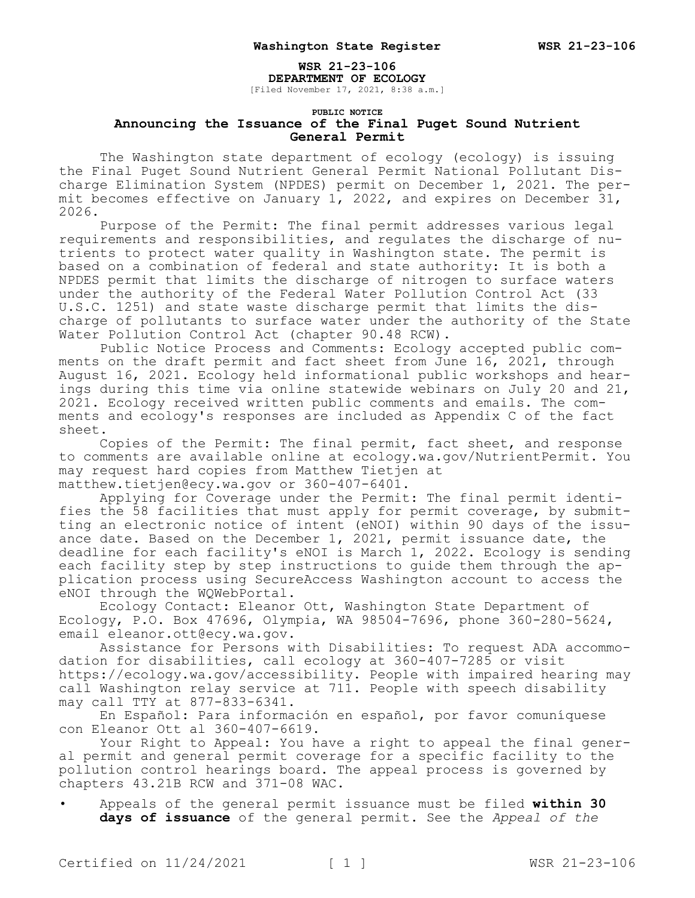**WSR 21-23-106**
**DEPARTMENT OF ECOLOGY**
[Filed November 17, 2021, 8:38 a.m.]

**PUBLIC NOTICE**

# Announcing the Issuance of the Final Puget Sound Nutrient General Permit

The Washington state department of ecology (ecology) is issuing the Final Puget Sound Nutrient General Permit National Pollutant Discharge Elimination System (NPDES) permit on December 1, 2021. The permit becomes effective on January 1, 2022, and expires on December 31, 2026.

Purpose of the Permit: The final permit addresses various legal requirements and responsibilities, and regulates the discharge of nutrients to protect water quality in Washington state. The permit is based on a combination of federal and state authority: It is both a NPDES permit that limits the discharge of nitrogen to surface waters under the authority of the Federal Water Pollution Control Act (33 U.S.C. 1251) and state waste discharge permit that limits the discharge of pollutants to surface water under the authority of the State Water Pollution Control Act (chapter 90.48 RCW).

Public Notice Process and Comments: Ecology accepted public comments on the draft permit and fact sheet from June 16, 2021, through August 16, 2021. Ecology held informational public workshops and hearings during this time via online statewide webinars on July 20 and 21, 2021. Ecology received written public comments and emails. The comments and ecology's responses are included as Appendix C of the fact sheet.

Copies of the Permit: The final permit, fact sheet, and response to comments are available online at ecology.wa.gov/NutrientPermit. You may request hard copies from Matthew Tietjen at matthew.tietjen@ecy.wa.gov or 360-407-6401.

Applying for Coverage under the Permit: The final permit identifies the 58 facilities that must apply for permit coverage, by submitting an electronic notice of intent (eNOI) within 90 days of the issuance date. Based on the December 1, 2021, permit issuance date, the deadline for each facility's eNOI is March 1, 2022. Ecology is sending each facility step by step instructions to guide them through the application process using SecureAccess Washington account to access the eNOI through the WQWebPortal.

Ecology Contact: Eleanor Ott, Washington State Department of Ecology, P.O. Box 47696, Olympia, WA 98504-7696, phone 360-280-5624, email eleanor.ott@ecy.wa.gov.

Assistance for Persons with Disabilities: To request ADA accommodation for disabilities, call ecology at 360-407-7285 or visit https://ecology.wa.gov/accessibility. People with impaired hearing may call Washington relay service at 711. People with speech disability may call TTY at 877-833-6341.

En Español: Para información en español, por favor comuníquese con Eleanor Ott al 360-407-6619.

Your Right to Appeal: You have a right to appeal the final general permit and general permit coverage for a specific facility to the pollution control hearings board. The appeal process is governed by chapters 43.21B RCW and 371-08 WAC.

- Appeals of the general permit issuance must be filed **within 30 days of issuance** of the general permit. See the *Appeal of the*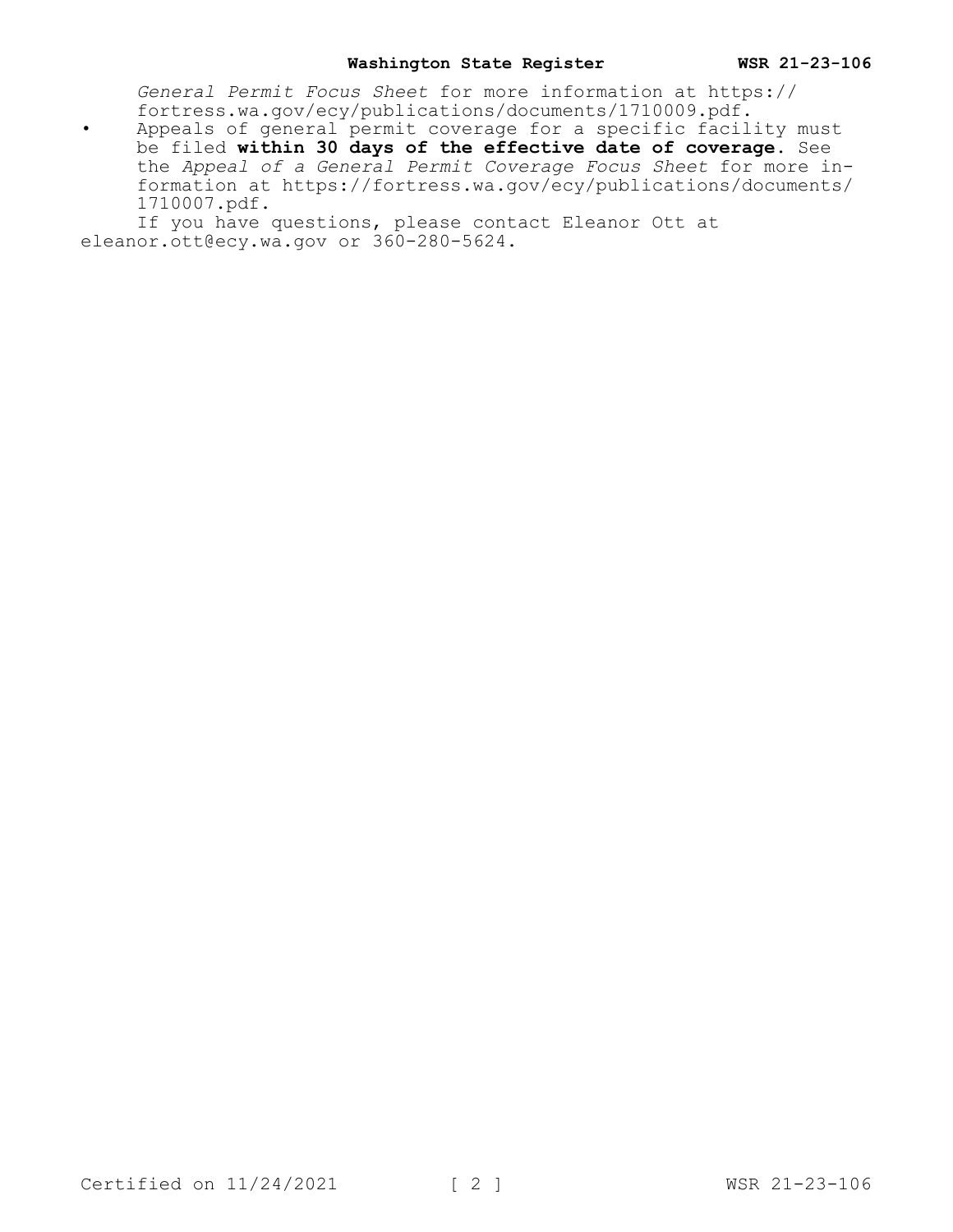*General Permit Focus Sheet* for more information at https://fortress.wa.gov/ecy/publications/documents/1710009.pdf.

- Appeals of general permit coverage for a specific facility must be filed **within 30 days of the effective date of coverage**. See the *Appeal of a General Permit Coverage Focus Sheet* for more information at https://fortress.wa.gov/ecy/publications/documents/1710007.pdf.

If you have questions, please contact Eleanor Ott at eleanor.ott@ecy.wa.gov or 360-280-5624.